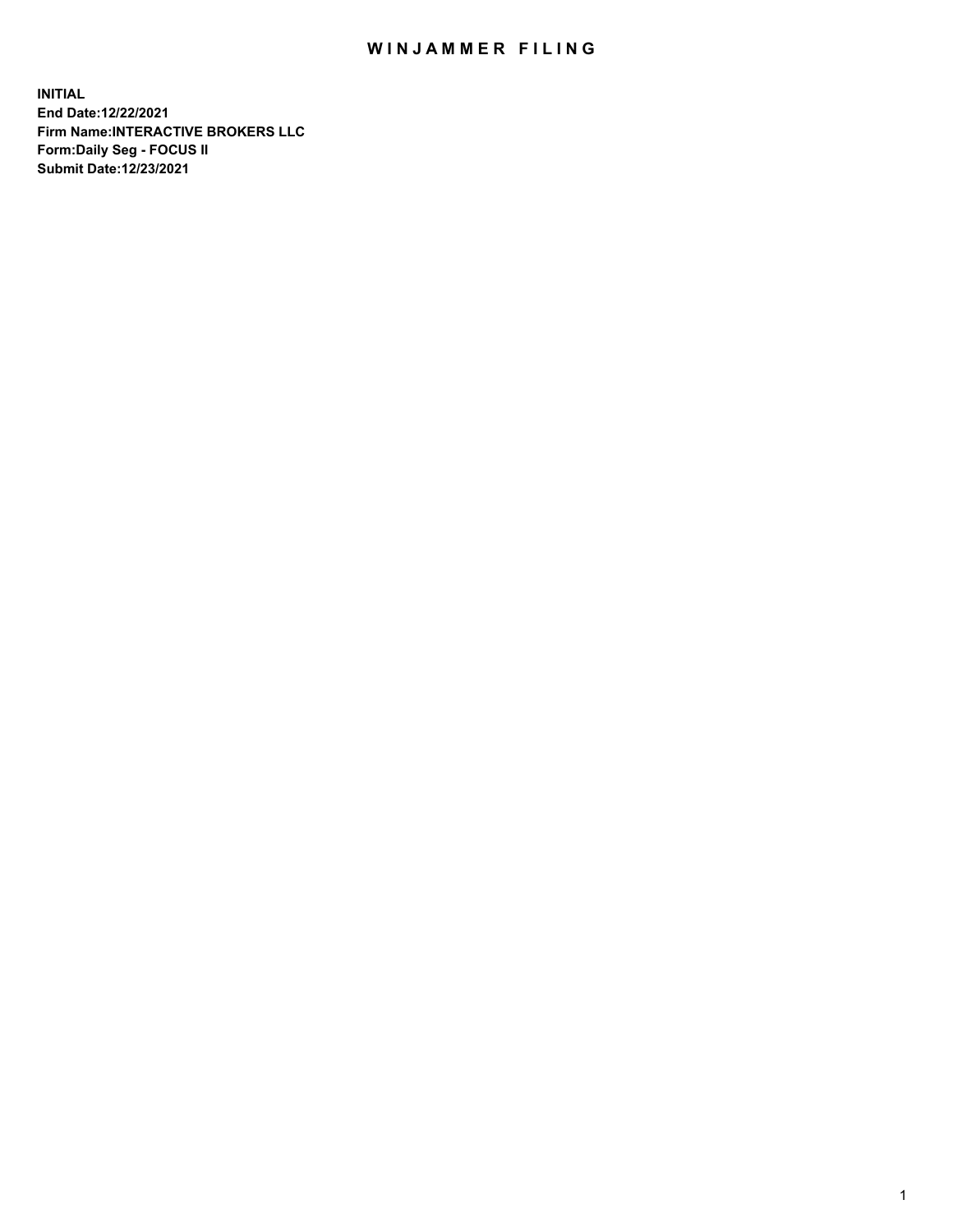# WINJAMMER FILING

**INITIAL**
**End Date:12/22/2021**
**Firm Name:INTERACTIVE BROKERS LLC**
**Form:Daily Seg - FOCUS II**
**Submit Date:12/23/2021**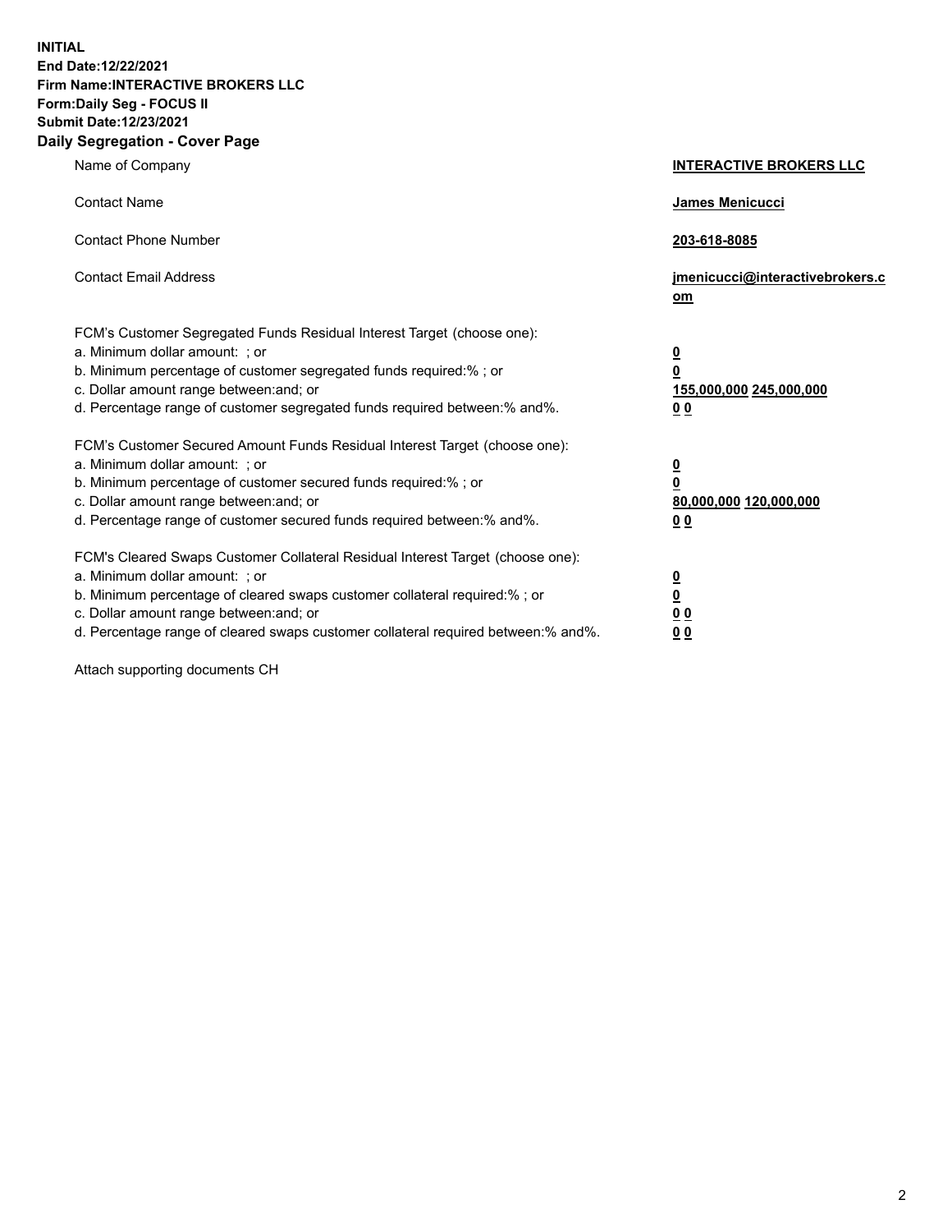**INITIAL**
**End Date:12/22/2021**
**Firm Name:INTERACTIVE BROKERS LLC**
**Form:Daily Seg - FOCUS II**
**Submit Date:12/23/2021**

## Daily Segregation - Cover Page

| | |
|---|---|
| Name of Company | **INTERACTIVE BROKERS LLC** |
| Contact Name | **James Menicucci** |
| Contact Phone Number | **203-618-8085** |
| Contact Email Address | **jmenicucci@interactivebrokers.com** |
| FCM's Customer Segregated Funds Residual Interest Target (choose one): | |
| a. Minimum dollar amount: ; or | **0** |
| b. Minimum percentage of customer segregated funds required:% ; or | **0** |
| c. Dollar amount range between:and; or | **155,000,000 245,000,000** |
| d. Percentage range of customer segregated funds required between:% and%. | **0 0** |
| FCM's Customer Secured Amount Funds Residual Interest Target (choose one): | |
| a. Minimum dollar amount: ; or | **0** |
| b. Minimum percentage of customer secured funds required:% ; or | **0** |
| c. Dollar amount range between:and; or | **80,000,000 120,000,000** |
| d. Percentage range of customer secured funds required between:% and%. | **0 0** |
| FCM's Cleared Swaps Customer Collateral Residual Interest Target (choose one): | |
| a. Minimum dollar amount: ; or | **0** |
| b. Minimum percentage of cleared swaps customer collateral required:% ; or | **0** |
| c. Dollar amount range between:and; or | **0 0** |
| d. Percentage range of cleared swaps customer collateral required between:% and%. | **0 0** |

Attach supporting documents CH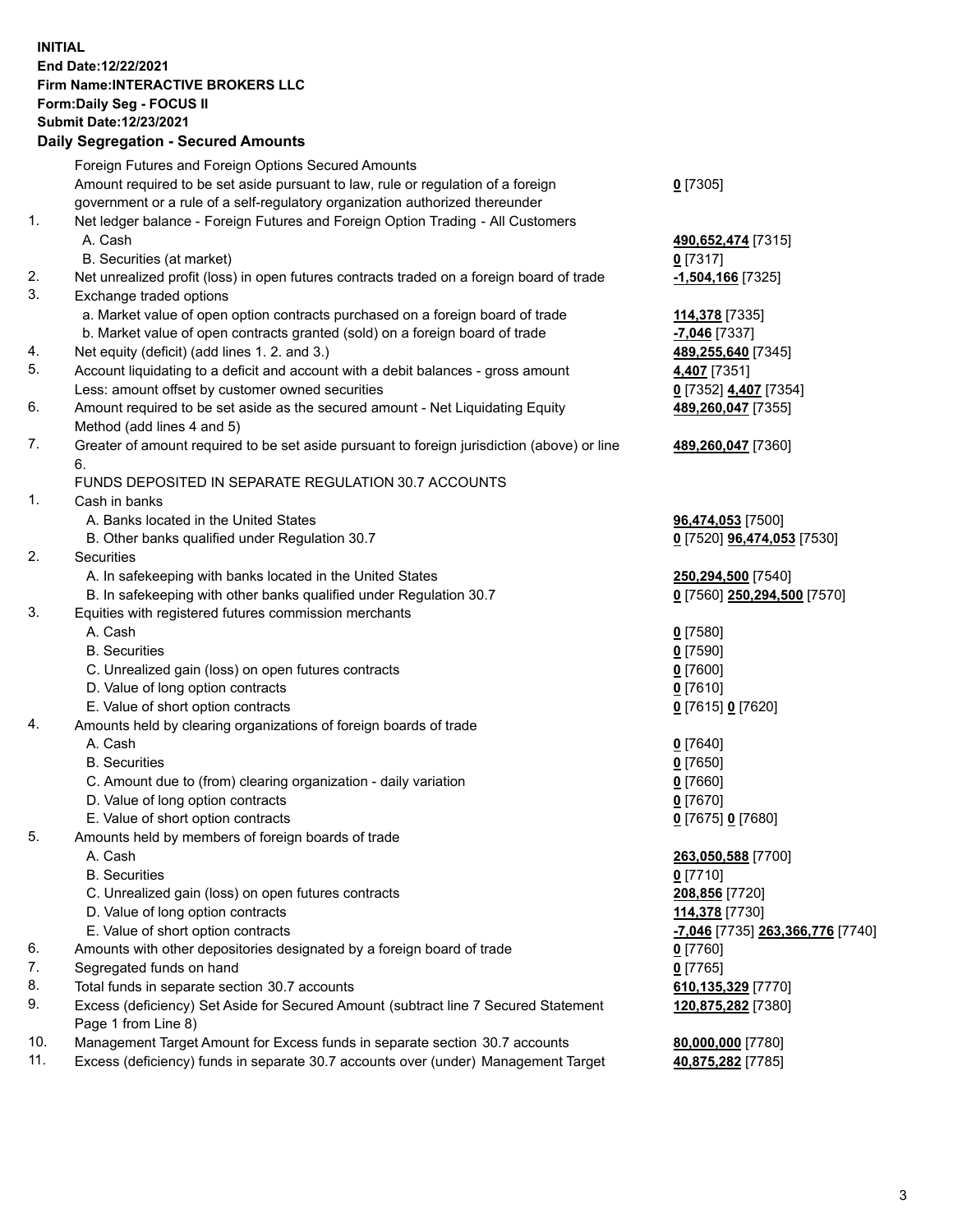**INITIAL**
**End Date:12/22/2021**
**Firm Name:INTERACTIVE BROKERS LLC**
**Form:Daily Seg - FOCUS II**
**Submit Date:12/23/2021**

### Daily Segregation - Secured Amounts

| | | |
|---|---|---|
| | Foreign Futures and Foreign Options Secured Amounts | |
| | Amount required to be set aside pursuant to law, rule or regulation of a foreign government or a rule of a self-regulatory organization authorized thereunder | **0** [7305] |
| 1. | Net ledger balance - Foreign Futures and Foreign Option Trading - All Customers | |
| | A. Cash | **490,652,474** [7315] |
| | B. Securities (at market) | **0** [7317] |
| 2. | Net unrealized profit (loss) in open futures contracts traded on a foreign board of trade | **-1,504,166** [7325] |
| 3. | Exchange traded options | |
| | a. Market value of open option contracts purchased on a foreign board of trade | **114,378** [7335] |
| | b. Market value of open contracts granted (sold) on a foreign board of trade | **-7,046** [7337] |
| 4. | Net equity (deficit) (add lines 1. 2. and 3.) | **489,255,640** [7345] |
| 5. | Account liquidating to a deficit and account with a debit balances - gross amount | **4,407** [7351] |
| | Less: amount offset by customer owned securities | **0** [7352] **4,407** [7354] |
| 6. | Amount required to be set aside as the secured amount - Net Liquidating Equity Method (add lines 4 and 5) | **489,260,047** [7355] |
| 7. | Greater of amount required to be set aside pursuant to foreign jurisdiction (above) or line 6. | **489,260,047** [7360] |
| | FUNDS DEPOSITED IN SEPARATE REGULATION 30.7 ACCOUNTS | |
| 1. | Cash in banks | |
| | A. Banks located in the United States | **96,474,053** [7500] |
| | B. Other banks qualified under Regulation 30.7 | **0** [7520] **96,474,053** [7530] |
| 2. | Securities | |
| | A. In safekeeping with banks located in the United States | **250,294,500** [7540] |
| | B. In safekeeping with other banks qualified under Regulation 30.7 | **0** [7560] **250,294,500** [7570] |
| 3. | Equities with registered futures commission merchants | |
| | A. Cash | **0** [7580] |
| | B. Securities | **0** [7590] |
| | C. Unrealized gain (loss) on open futures contracts | **0** [7600] |
| | D. Value of long option contracts | **0** [7610] |
| | E. Value of short option contracts | **0** [7615] **0** [7620] |
| 4. | Amounts held by clearing organizations of foreign boards of trade | |
| | A. Cash | **0** [7640] |
| | B. Securities | **0** [7650] |
| | C. Amount due to (from) clearing organization - daily variation | **0** [7660] |
| | D. Value of long option contracts | **0** [7670] |
| | E. Value of short option contracts | **0** [7675] **0** [7680] |
| 5. | Amounts held by members of foreign boards of trade | |
| | A. Cash | **263,050,588** [7700] |
| | B. Securities | **0** [7710] |
| | C. Unrealized gain (loss) on open futures contracts | **208,856** [7720] |
| | D. Value of long option contracts | **114,378** [7730] |
| | E. Value of short option contracts | **-7,046** [7735] **263,366,776** [7740] |
| 6. | Amounts with other depositories designated by a foreign board of trade | **0** [7760] |
| 7. | Segregated funds on hand | **0** [7765] |
| 8. | Total funds in separate section 30.7 accounts | **610,135,329** [7770] |
| 9. | Excess (deficiency) Set Aside for Secured Amount (subtract line 7 Secured Statement Page 1 from Line 8) | **120,875,282** [7380] |
| 10. | Management Target Amount for Excess funds in separate section 30.7 accounts | **80,000,000** [7780] |
| 11. | Excess (deficiency) funds in separate 30.7 accounts over (under) Management Target | **40,875,282** [7785] |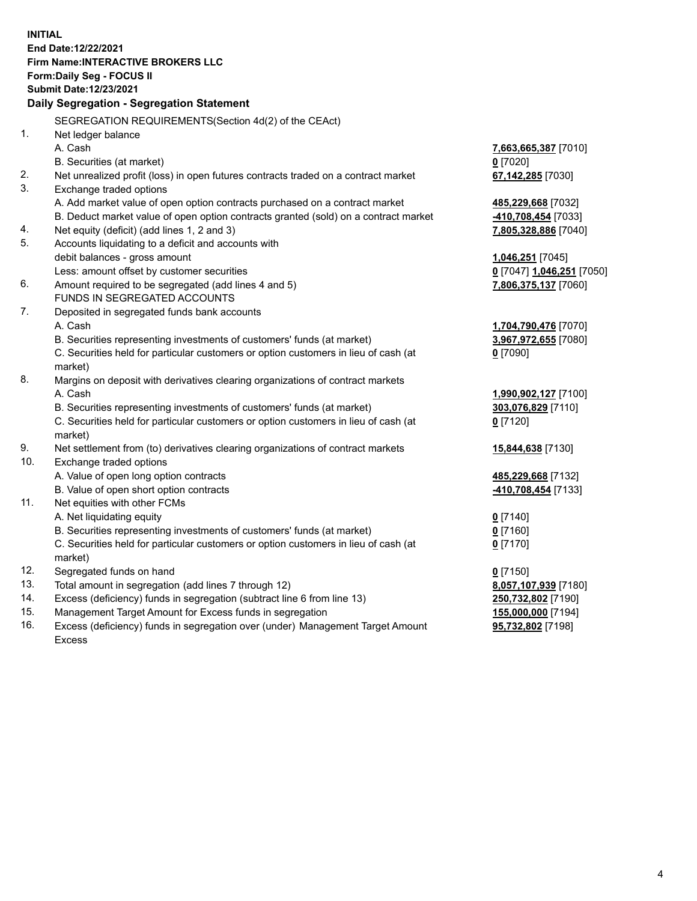**INITIAL**
**End Date:12/22/2021**
**Firm Name:INTERACTIVE BROKERS LLC**
**Form:Daily Seg - FOCUS II**
**Submit Date:12/23/2021**

### Daily Segregation - Segregation Statement

SEGREGATION REQUIREMENTS(Section 4d(2) of the CEAct)

| | | |
|---|---|---|
| 1. | Net ledger balance | |
| | A. Cash | **7,663,665,387** [7010] |
| | B. Securities (at market) | **0** [7020] |
| 2. | Net unrealized profit (loss) in open futures contracts traded on a contract market | **67,142,285** [7030] |
| 3. | Exchange traded options | |
| | A. Add market value of open option contracts purchased on a contract market | **485,229,668** [7032] |
| | B. Deduct market value of open option contracts granted (sold) on a contract market | **-410,708,454** [7033] |
| 4. | Net equity (deficit) (add lines 1, 2 and 3) | **7,805,328,886** [7040] |
| 5. | Accounts liquidating to a deficit and accounts with debit balances - gross amount | **1,046,251** [7045] |
| | Less: amount offset by customer securities | **0** [7047] **1,046,251** [7050] |
| 6. | Amount required to be segregated (add lines 4 and 5) | **7,806,375,137** [7060] |
| | FUNDS IN SEGREGATED ACCOUNTS | |
| 7. | Deposited in segregated funds bank accounts | |
| | A. Cash | **1,704,790,476** [7070] |
| | B. Securities representing investments of customers' funds (at market) | **3,967,972,655** [7080] |
| | C. Securities held for particular customers or option customers in lieu of cash (at market) | **0** [7090] |
| 8. | Margins on deposit with derivatives clearing organizations of contract markets | |
| | A. Cash | **1,990,902,127** [7100] |
| | B. Securities representing investments of customers' funds (at market) | **303,076,829** [7110] |
| | C. Securities held for particular customers or option customers in lieu of cash (at market) | **0** [7120] |
| 9. | Net settlement from (to) derivatives clearing organizations of contract markets | **15,844,638** [7130] |
| 10. | Exchange traded options | |
| | A. Value of open long option contracts | **485,229,668** [7132] |
| | B. Value of open short option contracts | **-410,708,454** [7133] |
| 11. | Net equities with other FCMs | |
| | A. Net liquidating equity | **0** [7140] |
| | B. Securities representing investments of customers' funds (at market) | **0** [7160] |
| | C. Securities held for particular customers or option customers in lieu of cash (at market) | **0** [7170] |
| 12. | Segregated funds on hand | **0** [7150] |
| 13. | Total amount in segregation (add lines 7 through 12) | **8,057,107,939** [7180] |
| 14. | Excess (deficiency) funds in segregation (subtract line 6 from line 13) | **250,732,802** [7190] |
| 15. | Management Target Amount for Excess funds in segregation | **155,000,000** [7194] |
| 16. | Excess (deficiency) funds in segregation over (under) Management Target Amount Excess | **95,732,802** [7198] |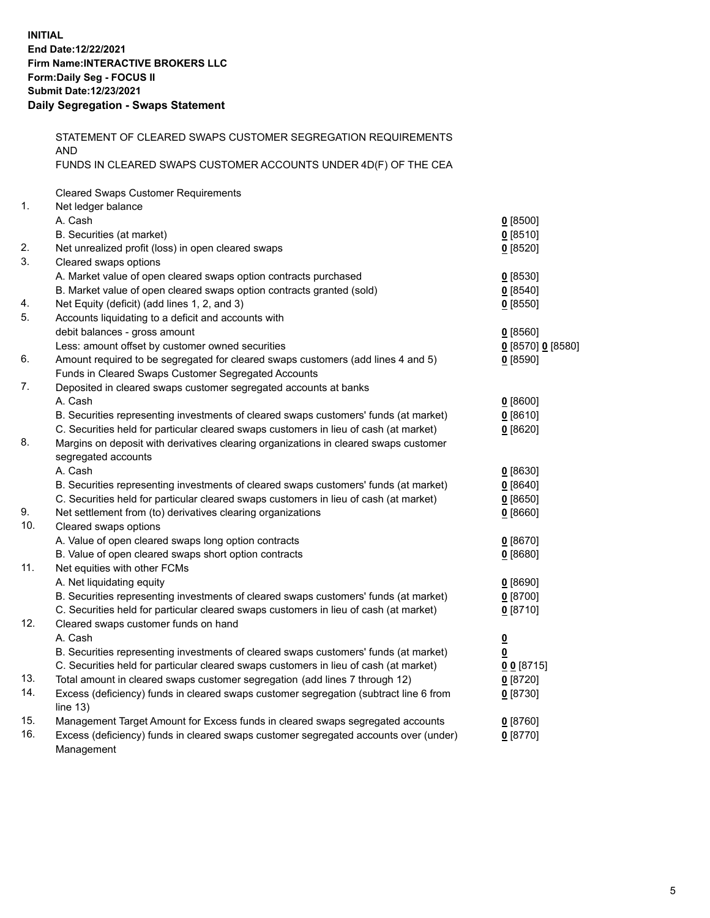**INITIAL**
**End Date:12/22/2021**
**Firm Name:INTERACTIVE BROKERS LLC**
**Form:Daily Seg - FOCUS II**
**Submit Date:12/23/2021**
**Daily Segregation - Swaps Statement**

STATEMENT OF CLEARED SWAPS CUSTOMER SEGREGATION REQUIREMENTS AND FUNDS IN CLEARED SWAPS CUSTOMER ACCOUNTS UNDER 4D(F) OF THE CEA

| | | |
|---|---|---|
| | Cleared Swaps Customer Requirements | |
| 1. | Net ledger balance | |
| | A. Cash | 0 [8500] |
| | B. Securities (at market) | 0 [8510] |
| 2. | Net unrealized profit (loss) in open cleared swaps | 0 [8520] |
| 3. | Cleared swaps options | |
| | A. Market value of open cleared swaps option contracts purchased | 0 [8530] |
| | B. Market value of open cleared swaps option contracts granted (sold) | 0 [8540] |
| 4. | Net Equity (deficit) (add lines 1, 2, and 3) | 0 [8550] |
| 5. | Accounts liquidating to a deficit and accounts with debit balances - gross amount | 0 [8560] |
| | Less: amount offset by customer owned securities | 0 [8570] 0 [8580] |
| 6. | Amount required to be segregated for cleared swaps customers (add lines 4 and 5) | 0 [8590] |
| | Funds in Cleared Swaps Customer Segregated Accounts | |
| 7. | Deposited in cleared swaps customer segregated accounts at banks | |
| | A. Cash | 0 [8600] |
| | B. Securities representing investments of cleared swaps customers' funds (at market) | 0 [8610] |
| | C. Securities held for particular cleared swaps customers in lieu of cash (at market) | 0 [8620] |
| 8. | Margins on deposit with derivatives clearing organizations in cleared swaps customer segregated accounts | |
| | A. Cash | 0 [8630] |
| | B. Securities representing investments of cleared swaps customers' funds (at market) | 0 [8640] |
| | C. Securities held for particular cleared swaps customers in lieu of cash (at market) | 0 [8650] |
| 9. | Net settlement from (to) derivatives clearing organizations | 0 [8660] |
| 10. | Cleared swaps options | |
| | A. Value of open cleared swaps long option contracts | 0 [8670] |
| | B. Value of open cleared swaps short option contracts | 0 [8680] |
| 11. | Net equities with other FCMs | |
| | A. Net liquidating equity | 0 [8690] |
| | B. Securities representing investments of cleared swaps customers' funds (at market) | 0 [8700] |
| | C. Securities held for particular cleared swaps customers in lieu of cash (at market) | 0 [8710] |
| 12. | Cleared swaps customer funds on hand | |
| | A. Cash | 0 |
| | B. Securities representing investments of cleared swaps customers' funds (at market) | 0 |
| | C. Securities held for particular cleared swaps customers in lieu of cash (at market) | 0 0 [8715] |
| 13. | Total amount in cleared swaps customer segregation (add lines 7 through 12) | 0 [8720] |
| 14. | Excess (deficiency) funds in cleared swaps customer segregation (subtract line 6 from line 13) | 0 [8730] |
| 15. | Management Target Amount for Excess funds in cleared swaps segregated accounts | 0 [8760] |
| 16. | Excess (deficiency) funds in cleared swaps customer segregated accounts over (under) Management | 0 [8770] |